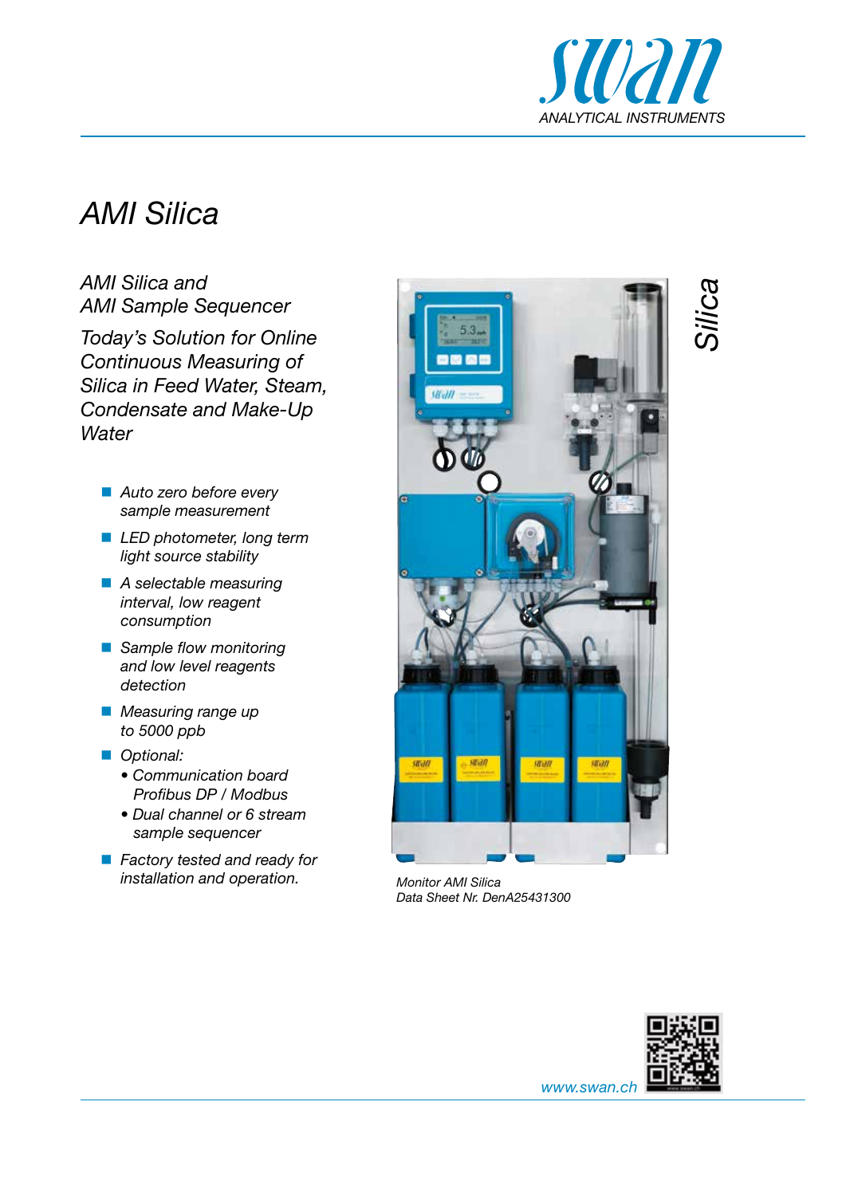swan
ANALYTICAL INSTRUMENTS

# AMI Silica

## *AMI Silica and AMI Sample Sequencer*

*Today's Solution for Online Continuous Measuring of Silica in Feed Water, Steam, Condensate and Make-Up Water*

- *Auto zero before every sample measurement*
- *LED photometer, long term light source stability*
- *A selectable measuring interval, low reagent consumption*
- *Sample flow monitoring and low level reagents detection*
- *Measuring range up to 5000 ppb*
- *Optional:*
  - *Communication board Profibus DP / Modbus*
  - *Dual channel or 6 stream sample sequencer*
- *Factory tested and ready for installation and operation.*

*Silica*

*Monitor AMI Silica*
*Data Sheet Nr. DenA25431300*

*www.swan.ch*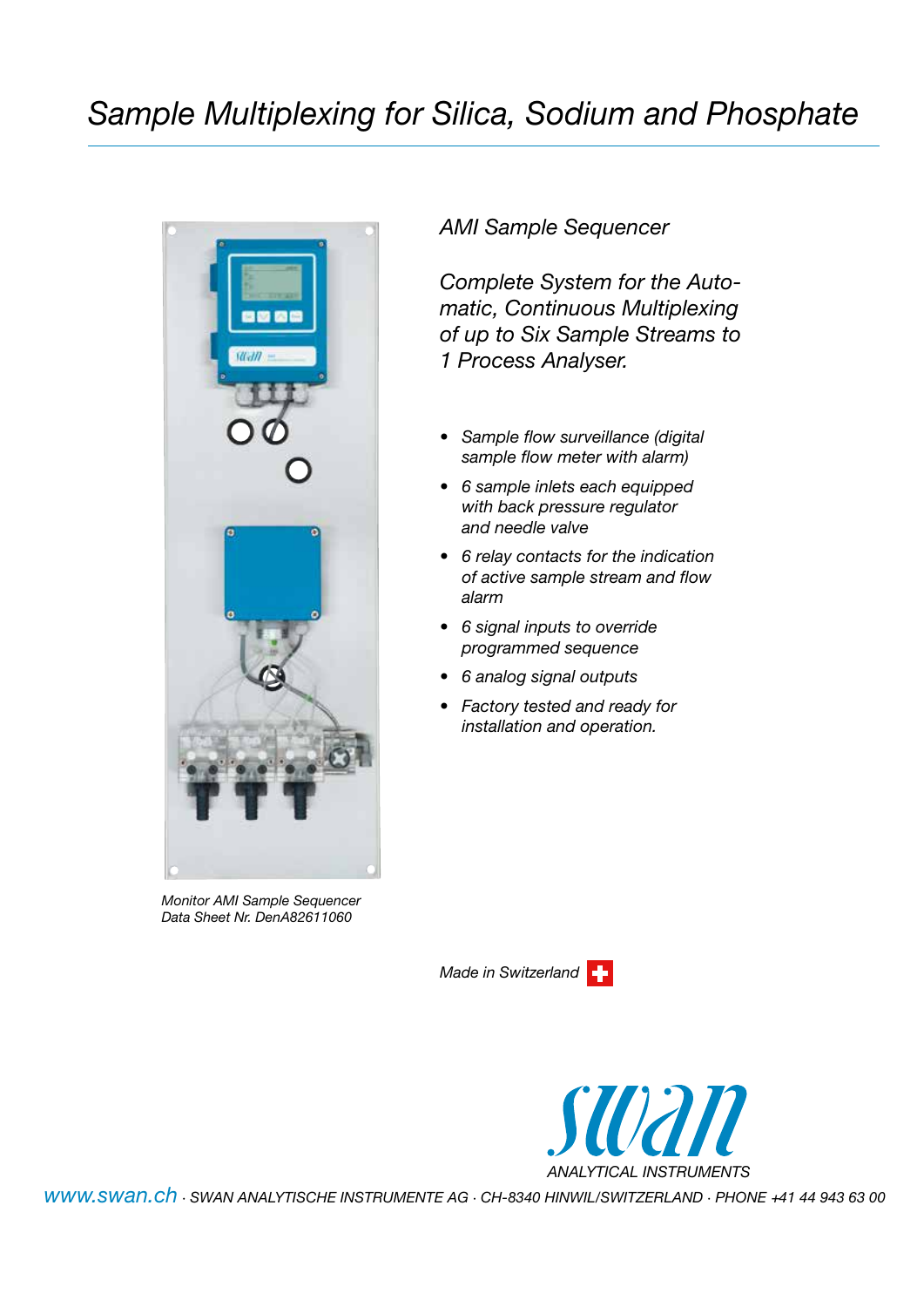# Sample Multiplexing for Silica, Sodium and Phosphate

*AMI Sample Sequencer*

*Complete System for the Automatic, Continuous Multiplexing of up to Six Sample Streams to 1 Process Analyser.*

- *Sample flow surveillance (digital sample flow meter with alarm)*
- *6 sample inlets each equipped with back pressure regulator and needle valve*
- *6 relay contacts for the indication of active sample stream and flow alarm*
- *6 signal inputs to override programmed sequence*
- *6 analog signal outputs*
- *Factory tested and ready for installation and operation.*

*Monitor AMI Sample Sequencer*
*Data Sheet Nr. DenA82611060*

*Made in Switzerland*

swan
ANALYTICAL INSTRUMENTS

www.swan.ch · SWAN ANALYTISCHE INSTRUMENTE AG · CH-8340 HINWIL/SWITZERLAND · PHONE +41 44 943 63 00